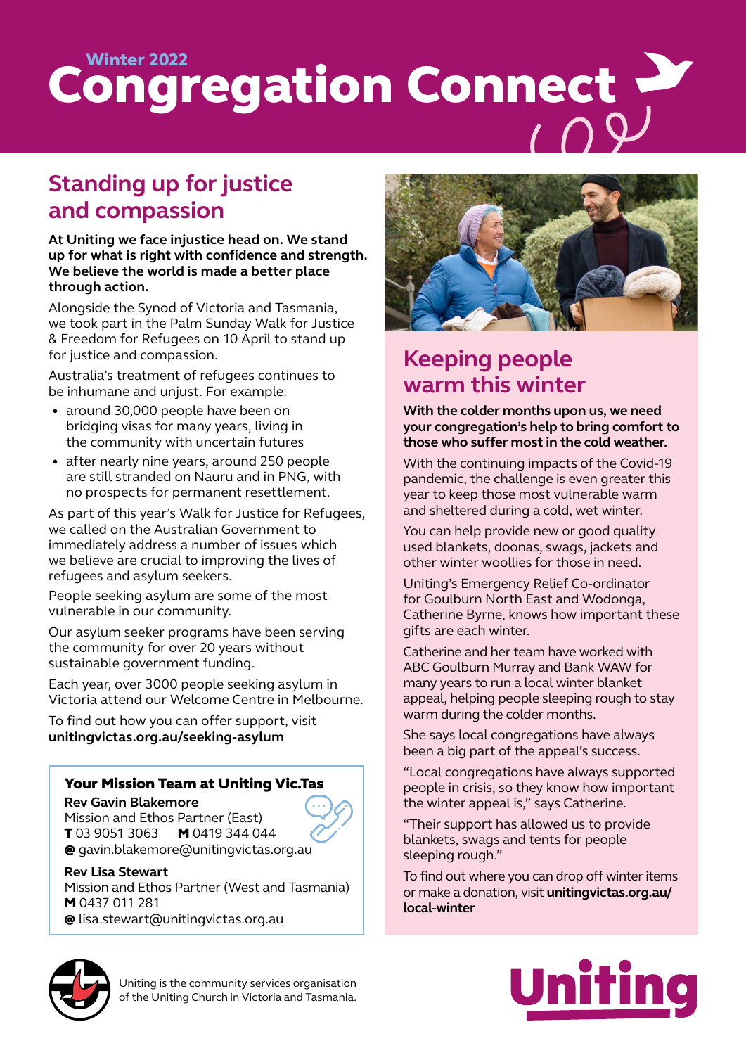Winter 2022

# Congregation Connect

## Standing up for justice and compassion

**At Uniting we face injustice head on. We stand up for what is right with confidence and strength. We believe the world is made a better place through action.**

Alongside the Synod of Victoria and Tasmania, we took part in the Palm Sunday Walk for Justice & Freedom for Refugees on 10 April to stand up for justice and compassion.

Australia's treatment of refugees continues to be inhumane and unjust. For example:

- around 30,000 people have been on bridging visas for many years, living in the community with uncertain futures
- after nearly nine years, around 250 people are still stranded on Nauru and in PNG, with no prospects for permanent resettlement.

As part of this year's Walk for Justice for Refugees, we called on the Australian Government to immediately address a number of issues which we believe are crucial to improving the lives of refugees and asylum seekers.

People seeking asylum are some of the most vulnerable in our community.

Our asylum seeker programs have been serving the community for over 20 years without sustainable government funding.

Each year, over 3000 people seeking asylum in Victoria attend our Welcome Centre in Melbourne.

To find out how you can offer support, visit **unitingvictas.org.au/seeking-asylum**

### Your Mission Team at Uniting Vic.Tas

**Rev Gavin Blakemore**
Mission and Ethos Partner (East)
**T** 03 9051 3063 **M** 0419 344 044
@ gavin.blakemore@unitingvictas.org.au

**Rev Lisa Stewart**
Mission and Ethos Partner (West and Tasmania)
**M** 0437 011 281
@ lisa.stewart@unitingvictas.org.au

## Keeping people warm this winter

**With the colder months upon us, we need your congregation's help to bring comfort to those who suffer most in the cold weather.**

With the continuing impacts of the Covid-19 pandemic, the challenge is even greater this year to keep those most vulnerable warm and sheltered during a cold, wet winter.

You can help provide new or good quality used blankets, doonas, swags, jackets and other winter woollies for those in need.

Uniting's Emergency Relief Co-ordinator for Goulburn North East and Wodonga, Catherine Byrne, knows how important these gifts are each winter.

Catherine and her team have worked with ABC Goulburn Murray and Bank WAW for many years to run a local winter blanket appeal, helping people sleeping rough to stay warm during the colder months.

She says local congregations have always been a big part of the appeal's success.

"Local congregations have always supported people in crisis, so they know how important the winter appeal is," says Catherine.

"Their support has allowed us to provide blankets, swags and tents for people sleeping rough."

To find out where you can drop off winter items or make a donation, visit **unitingvictas.org.au/local-winter**

Uniting is the community services organisation of the Uniting Church in Victoria and Tasmania.

Uniting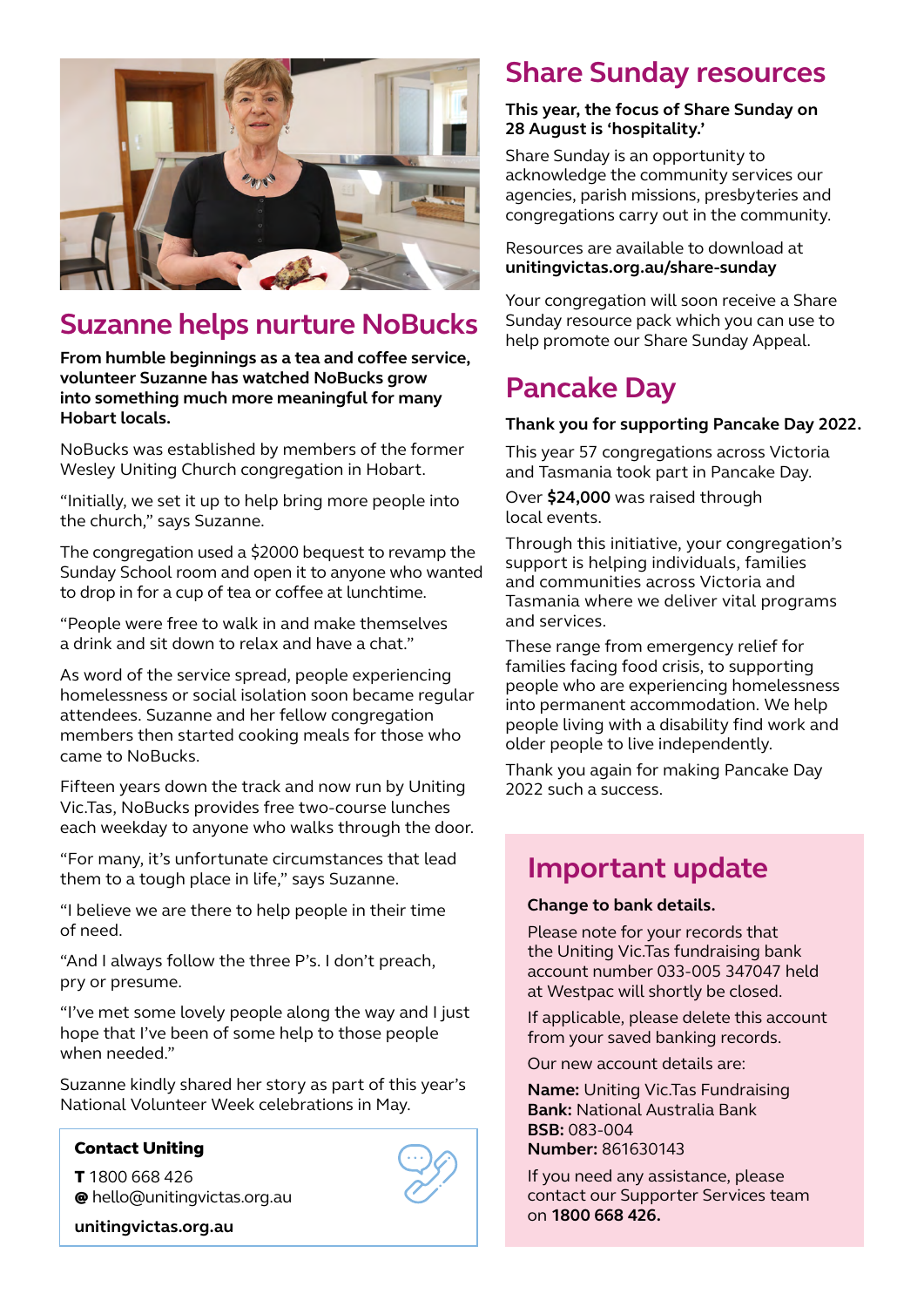## Suzanne helps nurture NoBucks

**From humble beginnings as a tea and coffee service, volunteer Suzanne has watched NoBucks grow into something much more meaningful for many Hobart locals.**

NoBucks was established by members of the former Wesley Uniting Church congregation in Hobart.

"Initially, we set it up to help bring more people into the church," says Suzanne.

The congregation used a $2000 bequest to revamp the Sunday School room and open it to anyone who wanted to drop in for a cup of tea or coffee at lunchtime.

"People were free to walk in and make themselves a drink and sit down to relax and have a chat."

As word of the service spread, people experiencing homelessness or social isolation soon became regular attendees. Suzanne and her fellow congregation members then started cooking meals for those who came to NoBucks.

Fifteen years down the track and now run by Uniting Vic.Tas, NoBucks provides free two-course lunches each weekday to anyone who walks through the door.

"For many, it's unfortunate circumstances that lead them to a tough place in life," says Suzanne.

"I believe we are there to help people in their time of need.

"And I always follow the three P's. I don't preach, pry or presume.

"I've met some lovely people along the way and I just hope that I've been of some help to those people when needed."

Suzanne kindly shared her story as part of this year's National Volunteer Week celebrations in May.

**Contact Uniting**

**T** 1800 668 426
**@** hello@unitingvictas.org.au

**unitingvictas.org.au**

## Share Sunday resources

**This year, the focus of Share Sunday on 28 August is 'hospitality.'**

Share Sunday is an opportunity to acknowledge the community services our agencies, parish missions, presbyteries and congregations carry out in the community.

Resources are available to download at **unitingvictas.org.au/share-sunday**

Your congregation will soon receive a Share Sunday resource pack which you can use to help promote our Share Sunday Appeal.

## Pancake Day

**Thank you for supporting Pancake Day 2022.**

This year 57 congregations across Victoria and Tasmania took part in Pancake Day.

Over **$24,000** was raised through local events.

Through this initiative, your congregation's support is helping individuals, families and communities across Victoria and Tasmania where we deliver vital programs and services.

These range from emergency relief for families facing food crisis, to supporting people who are experiencing homelessness into permanent accommodation. We help people living with a disability find work and older people to live independently.

Thank you again for making Pancake Day 2022 such a success.

## Important update

**Change to bank details.**

Please note for your records that the Uniting Vic.Tas fundraising bank account number 033-005 347047 held at Westpac will shortly be closed.

If applicable, please delete this account from your saved banking records.

Our new account details are:

**Name:** Uniting Vic.Tas Fundraising
**Bank:** National Australia Bank
**BSB:** 083-004
**Number:** 861630143

If you need any assistance, please contact our Supporter Services team on **1800 668 426.**